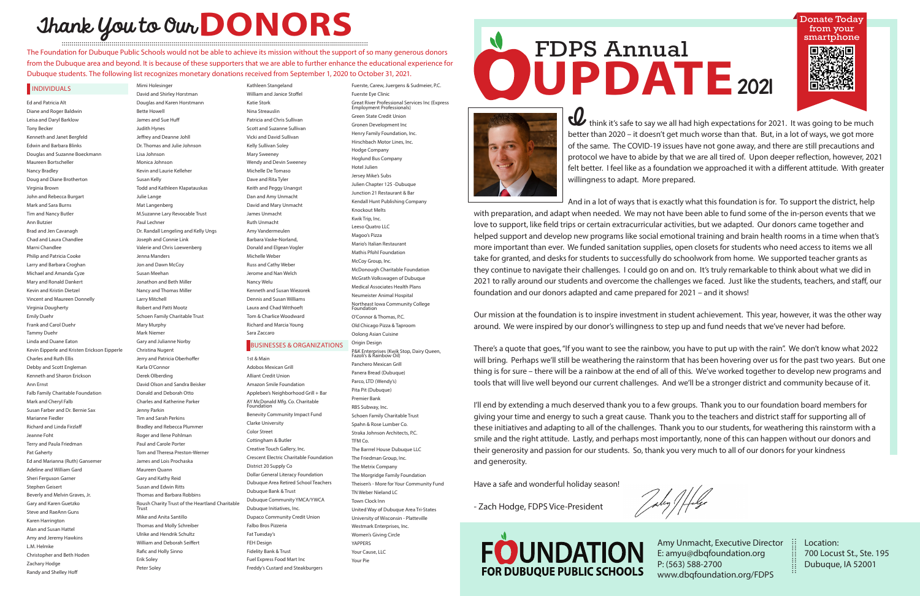# Thank You to Our DONORS

The Foundation for Dubuque Public Schools would not be able to achieve its mission without the support of so many generous donors from the Dubuque area and beyond. It is because of these supporters that we are able to further enhance the educational experience for Dubuque students. The following list recognizes monetary donations received from September 1, 2020 to October 31, 2021.

## INDIVIDUALS

Ed and Patricia Alt
Diane and Roger Baldwin
Leisa and Daryl Barklow
Tony Becker
Kenneth and Janet Bergfeld
Edwin and Barbara Blinks
Douglas and Suzanne Boeckmann
Maureen Bortscheller
Nancy Bradley
Doug and Diane Brotherton
Virginia Brown
John and Rebecca Burgart
Mark and Sara Burns
Tim and Nancy Butler
Ann Butzier
Brad and Jen Cavanagh
Chad and Laura Chandlee
Marni Chandlee
Philip and Patricia Cooke
Larry and Barbara Croghan
Michael and Amanda Cyze
Mary and Ronald Dankert
Kevin and Kristin Dietzel
Vincent and Maureen Donnelly
Virginia Dougherty
Emily Duehr
Frank and Carol Duehr
Tammy Duehr
Linda and Duane Eaton
Kevin Eipperle and Kristen Erickson Eipperle
Charles and Ruth Ellis
Debby and Scott Engleman
Kenneth and Sharon Erickson
Ann Ernst
Falb Family Charitable Foundation
Mark and Cheryl Falb
Susan Farber and Dr. Bernie Sax
Marianne Fiedler
Richard and Linda Firzlaff
Jeanne Foht
Terry and Paula Friedman
Pat Gaherty
Ed and Marianna (Ruth) Gansemer
Adeline and William Gard
Sheri Ferguson Garner
Stephen Geisert
Beverly and Melvin Graves, Jr.
Gary and Karen Guetzko
Steve and RaeAnn Guns
Karen Harrington
Alan and Susan Hattel
Amy and Jeremy Hawkins
L.M. Helmke
Christopher and Beth Hoden
Zachary Hodge
Randy and Shelley Hoff
Mimi Holesinger
David and Shirley Horstman
Douglas and Karen Horstmann
Bette Howell
James and Sue Huff
Judith Hynes
Jeffrey and Deanne Johll
Dr. Thomas and Julie Johnson
Lisa Johnson
Monica Johnson
Kevin and Laurie Kelleher
Susan Kelly
Todd and Kathleen Klapatauskas
Julie Lange
Mat Langenberg
M.Suzanne Lary Revocable Trust
Paul Lechner
Dr. Randall Lengeling and Kelly Ungs
Joseph and Connie Link
Valerie and Chris Loewenberg
Jenna Manders
Jon and Dawn McCoy
Susan Meehan
Jonathon and Beth Miller
Nancy and Thomas Miller
Larry Mitchell
Robert and Patti Mootz
Schoen Family Charitable Trust
Mary Murphy
Mark Niemer
Gary and Julianne Norby
Christina Nugent
Jerry and Patricia Oberhoffer
Karla O'Connor
Derek Olberding
David Olson and Sandra Beisker
Donald and Deborah Otto
Charles and Katherine Parker
Jenny Parkin
Tim and Sarah Perkins
Bradley and Rebecca Plummer
Roger and Ilene Pohlman
Paul and Carole Porter
Tom and Theresa Preston-Werner
James and Lois Prochaska
Maureen Quann
Gary and Kathy Reid
Susan and Edwin Ritts
Thomas and Barbara Robbins
Roush Charity Trust of the Heartland Charitable Trust
Mike and Anita Santillo
Thomas and Molly Schreiber
Ulrike and Hendrik Schultz
William and Deborah Seiffert
Rafic and Holly Sinno
Erik Soley
Peter Soley
Kathleen Stangeland
William and Janice Stoffel
Katie Stork
Nina Streauslin
Patricia and Chris Sullivan
Scott and Suzanne Sullivan
Vicki and David Sullivan
Kelly Sullivan Soley
Mary Sweeney
Wendy and Devin Sweeney
Michelle De Tomaso
Dave and Rita Tyler
Keith and Peggy Unangst
Dan and Amy Unmacht
David and Mary Unmacht
James Unmacht
Ruth Unmacht
Amy Vandermeulen
Barbara Vaske-Norland,
Donald and Elgean Vogler
Michelle Weber
Russ and Cathy Weber
Jerome and Nan Welch
Nancy Welu
Kenneth and Susan Wiezorek
Dennis and Susan Williams
Laura and Chad Witthoeft
Tom & Charlice Woodward
Richard and Marcia Young
Sara Zaccaro

## BUSINESSES & ORGANIZATIONS

1st & Main
Adobos Mexican Grill
Alliant Credit Union
Amazon Smile Foundation
Applebee's Neighborhood Grill + Bar
AY McDonald Mfg. Co. Charitable Foundation
Benevity Community Impact Fund
Clarke University
Color Street
Cottingham & Butler
Creative Touch Gallery, Inc.
Crescent Electric Charitable Foundation
District 20 Supply Co
Dollar General Literacy Foundation
Dubuque Area Retired School Teachers
Dubuque Bank & Trust
Dubuque Community YMCA/YWCA
Dubuque Initiatives, Inc.
Dupaco Community Credit Union
Falbo Bros Pizzeria
Fat Tuesday's
FEH Design
Fidelity Bank & Trust
Fuel Express Food Mart Inc
Freddy's Custard and Steakburgers
Fuerste, Carew, Juergens & Sudmeier, P.C.
Fuerste Eye Clinic
Great River Professional Services Inc (Express Employment Professionals)
Green State Credit Union
Gronen Development Inc
Henry Family Foundation, Inc.
Hirschbach Motor Lines, Inc.
Hodge Company
Hoglund Bus Company
Hotel Julien
Jersey Mike's Subs
Julien Chapter 125 -Dubuque
Junction 21 Restaurant & Bar
Kendall Hunt Publishing Company
Knockout Melts
Kwik Trip, Inc.
Leeso Quatro LLC
Magoo's Pizza
Mario's Italian Restaurant
Mathis Pfohl Foundation
McCoy Group, Inc.
McDonough Charitable Foundation
McGrath Volkswagen of Dubuque
Medical Associates Health Plans
Neumeister Animal Hospital
Northeast Iowa Community College Foundation
O'Connor & Thomas, P.C.
Old Chicago Pizza & Taproom
Oolong Asian Cuisine
Origin Design
P&K Enterprises (Kwik Stop, Dairy Queen, Fazoli's & Rainbow Oil)
Panchero Mexican Grill
Panera Bread (Dubuque)
Parco, LTD (Wendy's)
Pita Pit (Dubuque)
Premier Bank
RBS Subway, Inc.
Schoen Family Charitable Trust
Spahn & Rose Lumber Co.
Straka Johnson Architects, P.C.
TFM Co.
The Barrel House Dubuque LLC
The Friedman Group, Inc.
The Metrix Company
The Morgridge Family Foundation
Theisen's - More for Your Community Fund
TN Weber Nieland LC
Town Clock Inn
United Way of Dubuque Area Tri-States
University of Wisconsin - Platteville
Westmark Enterprises, Inc.
Women's Giving Circle
YAPPERS
Your Cause, LLC
Your Pie

# FDPS Annual UPDATE 2021

Donate Today from your smartphone

I think it's safe to say we all had high expectations for 2021. It was going to be much better than 2020 – it doesn't get much worse than that. But, in a lot of ways, we got more of the same. The COVID-19 issues have not gone away, and there are still precautions and protocol we have to abide by that we are all tired of. Upon deeper reflection, however, 2021 felt better. I feel like as a foundation we approached it with a different attitude. With greater willingness to adapt. More prepared.

And in a lot of ways that is exactly what this foundation is for. To support the district, help with preparation, and adapt when needed. We may not have been able to fund some of the in-person events that we love to support, like field trips or certain extracurricular activities, but we adapted. Our donors came together and helped support and develop new programs like social emotional training and brain health rooms in a time when that's more important than ever. We funded sanitation supplies, open closets for students who need access to items we all take for granted, and desks for students to successfully do schoolwork from home. We supported teacher grants as they continue to navigate their challenges. I could go on and on. It's truly remarkable to think about what we did in 2021 to rally around our students and overcome the challenges we faced. Just like the students, teachers, and staff, our foundation and our donors adapted and came prepared for 2021 – and it shows!

Our mission at the foundation is to inspire investment in student achievement. This year, however, it was the other way around. We were inspired by our donor's willingness to step up and fund needs that we've never had before.

There's a quote that goes, "If you want to see the rainbow, you have to put up with the rain". We don't know what 2022 will bring. Perhaps we'll still be weathering the rainstorm that has been hovering over us for the past two years. But one thing is for sure – there will be a rainbow at the end of all of this. We've worked together to develop new programs and tools that will live well beyond our current challenges. And we'll be a stronger district and community because of it.

I'll end by extending a much deserved thank you to a few groups. Thank you to our foundation board members for giving your time and energy to such a great cause. Thank you to the teachers and district staff for supporting all of these initiatives and adapting to all of the challenges. Thank you to our students, for weathering this rainstorm with a smile and the right attitude. Lastly, and perhaps most importantly, none of this can happen without our donors and their generosity and passion for our students. So, thank you very much to all of our donors for your kindness and generosity.

Have a safe and wonderful holiday season!

- Zach Hodge, FDPS Vice-President

**FOUNDATION FOR DUBUQUE PUBLIC SCHOOLS**

Amy Unmacht, Executive Director
E: amyu@dbqfoundation.org
P: (563) 588-2700
www.dbqfoundation.org/FDPS

Location:
700 Locust St., Ste. 195
Dubuque, IA 52001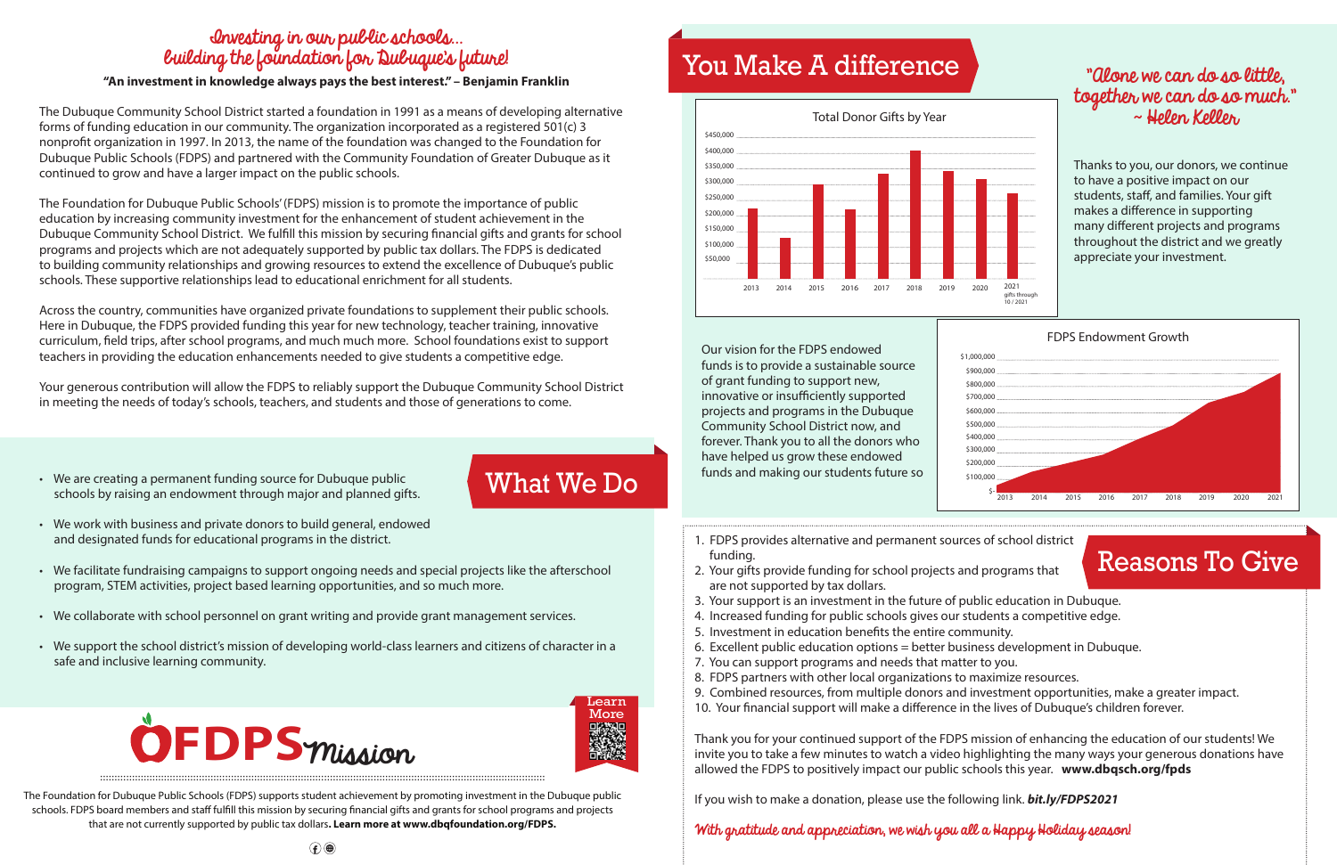## Investing in our public schools... building the foundation for Dubuque's future!

**"An investment in knowledge always pays the best interest." – Benjamin Franklin**

The Dubuque Community School District started a foundation in 1991 as a means of developing alternative forms of funding education in our community. The organization incorporated as a registered 501(c) 3 nonprofit organization in 1997. In 2013, the name of the foundation was changed to the Foundation for Dubuque Public Schools (FDPS) and partnered with the Community Foundation of Greater Dubuque as it continued to grow and have a larger impact on the public schools.

The Foundation for Dubuque Public Schools' (FDPS) mission is to promote the importance of public education by increasing community investment for the enhancement of student achievement in the Dubuque Community School District. We fulfill this mission by securing financial gifts and grants for school programs and projects which are not adequately supported by public tax dollars. The FDPS is dedicated to building community relationships and growing resources to extend the excellence of Dubuque's public schools. These supportive relationships lead to educational enrichment for all students.

Across the country, communities have organized private foundations to supplement their public schools. Here in Dubuque, the FDPS provided funding this year for new technology, teacher training, innovative curriculum, field trips, after school programs, and much much more. School foundations exist to support teachers in providing the education enhancements needed to give students a competitive edge.

Your generous contribution will allow the FDPS to reliably support the Dubuque Community School District in meeting the needs of today's schools, teachers, and students and those of generations to come.

## What We Do

- We are creating a permanent funding source for Dubuque public schools by raising an endowment through major and planned gifts.
- We work with business and private donors to build general, endowed and designated funds for educational programs in the district.
- We facilitate fundraising campaigns to support ongoing needs and special projects like the afterschool program, STEM activities, project based learning opportunities, and so much more.
- We collaborate with school personnel on grant writing and provide grant management services.
- We support the school district's mission of developing world-class learners and citizens of character in a safe and inclusive learning community.

Learn More

FDPS Mission

The Foundation for Dubuque Public Schools (FDPS) supports student achievement by promoting investment in the Dubuque public schools. FDPS board members and staff fulfill this mission by securing financial gifts and grants for school programs and projects that are not currently supported by public tax dollars**. Learn more at www.dbqfoundation.org/FDPS.**

## You Make A difference

Total Donor Gifts by Year

$450,000
$400,000
$350,000
$300,000
$250,000
$200,000
$150,000
$100,000
$50,000

2013 2014 2015 2016 2017 2018 2019 2020 2021 gifts through 10 / 2021

"Alone we can do so little, together we can do so much." ~ Helen Keller

Thanks to you, our donors, we continue to have a positive impact on our students, staff, and families. Your gift makes a difference in supporting many different projects and programs throughout the district and we greatly appreciate your investment.

Our vision for the FDPS endowed funds is to provide a sustainable source of grant funding to support new, innovative or insufficiently supported projects and programs in the Dubuque Community School District now, and forever. Thank you to all the donors who have helped us grow these endowed funds and making our students future so

FDPS Endowment Growth

$1,000,000
$900,000
$800,000
$700,000
$600,000
$500,000
$400,000
$300,000
$200,000
$100,000
$-

2013 2014 2015 2016 2017 2018 2019 2020 2021

## Reasons To Give

1. FDPS provides alternative and permanent sources of school district funding.
2. Your gifts provide funding for school projects and programs that are not supported by tax dollars.
3. Your support is an investment in the future of public education in Dubuque.
4. Increased funding for public schools gives our students a competitive edge.
5. Investment in education benefits the entire community.
6. Excellent public education options = better business development in Dubuque.
7. You can support programs and needs that matter to you.
8. FDPS partners with other local organizations to maximize resources.
9. Combined resources, from multiple donors and investment opportunities, make a greater impact.
10. Your financial support will make a difference in the lives of Dubuque's children forever.

Thank you for your continued support of the FDPS mission of enhancing the education of our students! We invite you to take a few minutes to watch a video highlighting the many ways your generous donations have allowed the FDPS to positively impact our public schools this year. **www.dbqsch.org/fpds**

If you wish to make a donation, please use the following link. ***bit.ly/FDPS2021***

With gratitude and appreciation, we wish you all a Happy Holiday season!